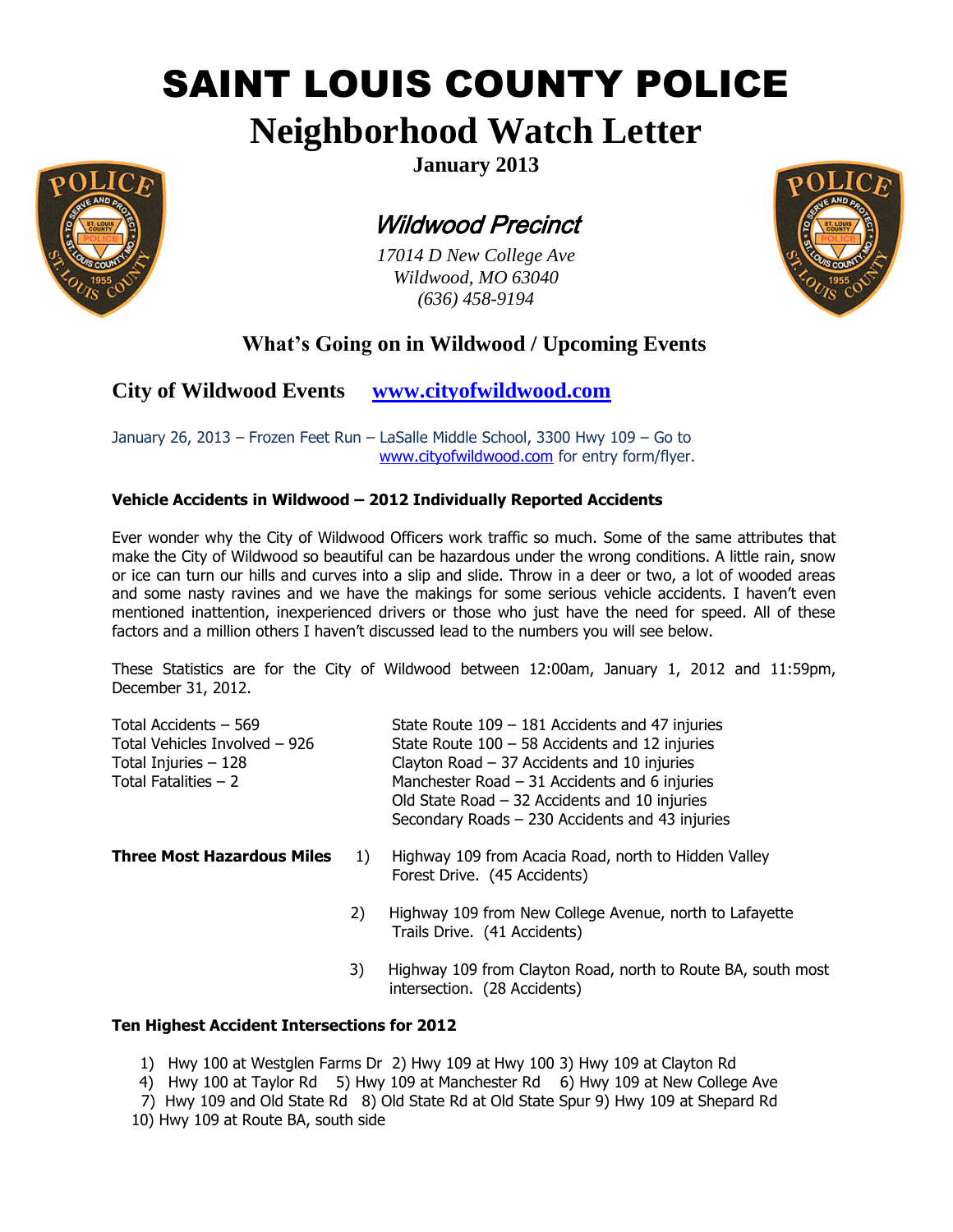# SAINT LOUIS COUNTY POLICE

# Neighborhood Watch Letter

**January 2013**

## *Wildwood Precinct*

*17014 D New College Ave*
*Wildwood, MO 63040*
*(636) 458-9194*

## What's Going on in Wildwood / Upcoming Events

### City of Wildwood Events [www.cityofwildwood.com](http://www.cityofwildwood.com)

January 26, 2013 – Frozen Feet Run – LaSalle Middle School, 3300 Hwy 109 – Go to www.cityofwildwood.com for entry form/flyer.

**Vehicle Accidents in Wildwood – 2012 Individually Reported Accidents**

Ever wonder why the City of Wildwood Officers work traffic so much. Some of the same attributes that make the City of Wildwood so beautiful can be hazardous under the wrong conditions. A little rain, snow or ice can turn our hills and curves into a slip and slide. Throw in a deer or two, a lot of wooded areas and some nasty ravines and we have the makings for some serious vehicle accidents. I haven't even mentioned inattention, inexperienced drivers or those who just have the need for speed. All of these factors and a million others I haven't discussed lead to the numbers you will see below.

These Statistics are for the City of Wildwood between 12:00am, January 1, 2012 and 11:59pm, December 31, 2012.

Total Accidents – 569
Total Vehicles Involved – 926
Total Injuries – 128
Total Fatalities – 2

State Route 109 – 181 Accidents and 47 injuries
State Route 100 – 58 Accidents and 12 injuries
Clayton Road – 37 Accidents and 10 injuries
Manchester Road – 31 Accidents and 6 injuries
Old State Road – 32 Accidents and 10 injuries
Secondary Roads – 230 Accidents and 43 injuries

**Three Most Hazardous Miles**

1) Highway 109 from Acacia Road, north to Hidden Valley Forest Drive. (45 Accidents)
2) Highway 109 from New College Avenue, north to Lafayette Trails Drive. (41 Accidents)
3) Highway 109 from Clayton Road, north to Route BA, south most intersection. (28 Accidents)

**Ten Highest Accident Intersections for 2012**

1) Hwy 100 at Westglen Farms Dr 2) Hwy 109 at Hwy 100 3) Hwy 109 at Clayton Rd
4) Hwy 100 at Taylor Rd 5) Hwy 109 at Manchester Rd 6) Hwy 109 at New College Ave
7) Hwy 109 and Old State Rd 8) Old State Rd at Old State Spur 9) Hwy 109 at Shepard Rd
10) Hwy 109 at Route BA, south side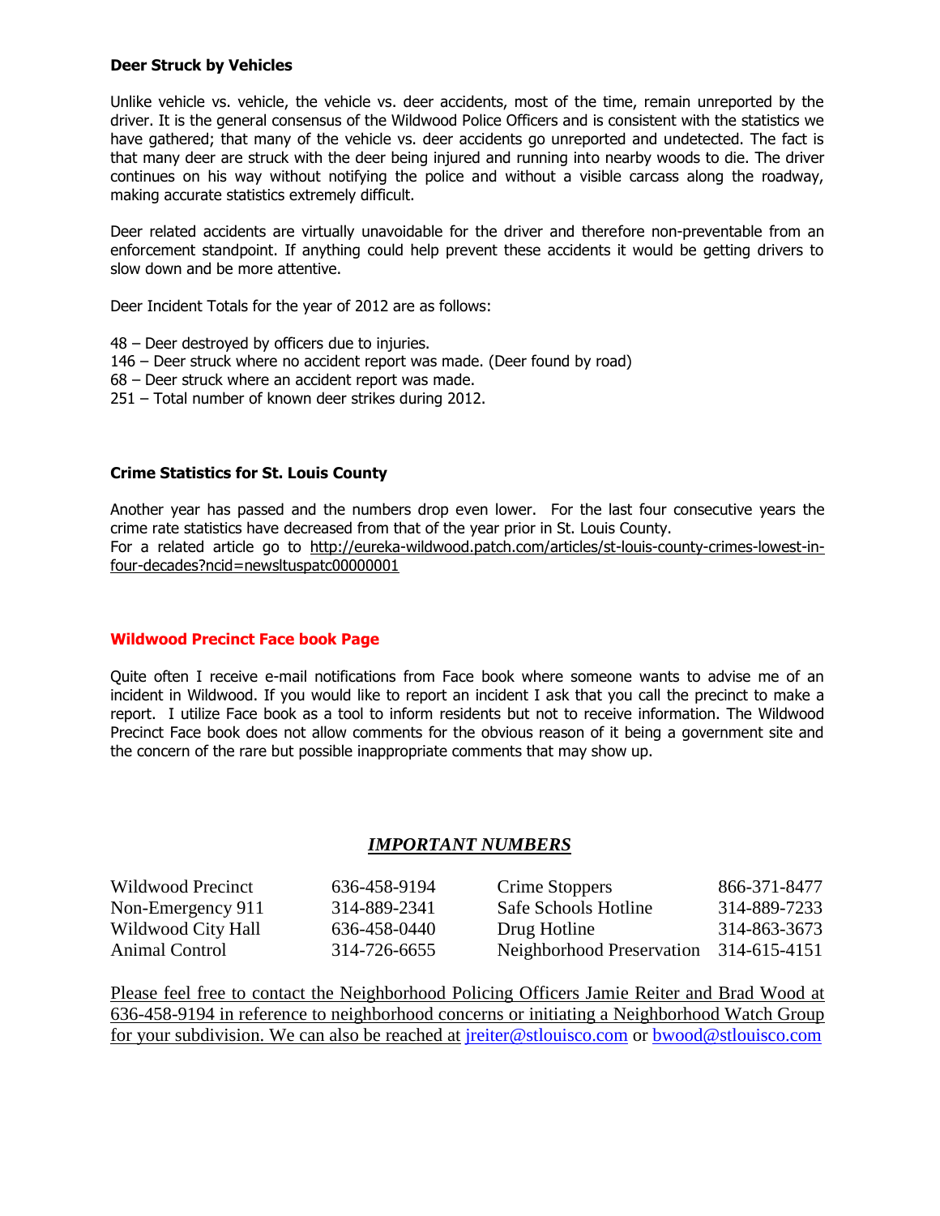### Deer Struck by Vehicles

Unlike vehicle vs. vehicle, the vehicle vs. deer accidents, most of the time, remain unreported by the driver. It is the general consensus of the Wildwood Police Officers and is consistent with the statistics we have gathered; that many of the vehicle vs. deer accidents go unreported and undetected. The fact is that many deer are struck with the deer being injured and running into nearby woods to die. The driver continues on his way without notifying the police and without a visible carcass along the roadway, making accurate statistics extremely difficult.

Deer related accidents are virtually unavoidable for the driver and therefore non-preventable from an enforcement standpoint. If anything could help prevent these accidents it would be getting drivers to slow down and be more attentive.

Deer Incident Totals for the year of 2012 are as follows:

48 – Deer destroyed by officers due to injuries.
146 – Deer struck where no accident report was made. (Deer found by road)
68 – Deer struck where an accident report was made.
251 – Total number of known deer strikes during 2012.

### Crime Statistics for St. Louis County

Another year has passed and the numbers drop even lower. For the last four consecutive years the crime rate statistics have decreased from that of the year prior in St. Louis County.
For a related article go to http://eureka-wildwood.patch.com/articles/st-louis-county-crimes-lowest-in-four-decades?ncid=newsltuspatc00000001

### Wildwood Precinct Face book Page

Quite often I receive e-mail notifications from Face book where someone wants to advise me of an incident in Wildwood. If you would like to report an incident I ask that you call the precinct to make a report. I utilize Face book as a tool to inform residents but not to receive information. The Wildwood Precinct Face book does not allow comments for the obvious reason of it being a government site and the concern of the rare but possible inappropriate comments that may show up.

## *IMPORTANT NUMBERS*

| | | | |
|---|---|---|---|
| Wildwood Precinct | 636-458-9194 | Crime Stoppers | 866-371-8477 |
| Non-Emergency 911 | 314-889-2341 | Safe Schools Hotline | 314-889-7233 |
| Wildwood City Hall | 636-458-0440 | Drug Hotline | 314-863-3673 |
| Animal Control | 314-726-6655 | Neighborhood Preservation | 314-615-4151 |

Please feel free to contact the Neighborhood Policing Officers Jamie Reiter and Brad Wood at 636-458-9194 in reference to neighborhood concerns or initiating a Neighborhood Watch Group for your subdivision. We can also be reached at jreiter@stlouisco.com or bwood@stlouisco.com